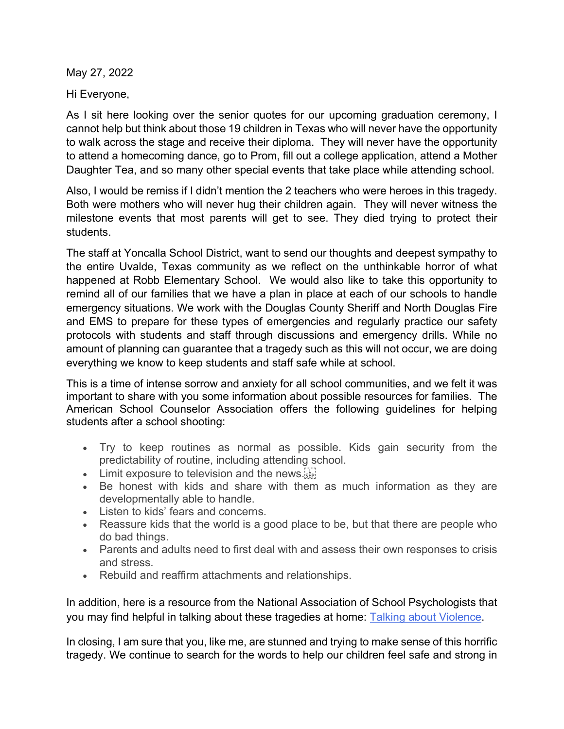May 27, 2022

Hi Everyone,

As I sit here looking over the senior quotes for our upcoming graduation ceremony, I cannot help but think about those 19 children in Texas who will never have the opportunity to walk across the stage and receive their diploma. They will never have the opportunity to attend a homecoming dance, go to Prom, fill out a college application, attend a Mother Daughter Tea, and so many other special events that take place while attending school.

Also, I would be remiss if I didn't mention the 2 teachers who were heroes in this tragedy. Both were mothers who will never hug their children again. They will never witness the milestone events that most parents will get to see. They died trying to protect their students.

The staff at Yoncalla School District, want to send our thoughts and deepest sympathy to the entire Uvalde, Texas community as we reflect on the unthinkable horror of what happened at Robb Elementary School. We would also like to take this opportunity to remind all of our families that we have a plan in place at each of our schools to handle emergency situations. We work with the Douglas County Sheriff and North Douglas Fire and EMS to prepare for these types of emergencies and regularly practice our safety protocols with students and staff through discussions and emergency drills. While no amount of planning can guarantee that a tragedy such as this will not occur, we are doing everything we know to keep students and staff safe while at school.

This is a time of intense sorrow and anxiety for all school communities, and we felt it was important to share with you some information about possible resources for families. The American School Counselor Association offers the following guidelines for helping students after a school shooting:

- Try to keep routines as normal as possible. Kids gain security from the predictability of routine, including attending school.
- Limit exposure to television and the news.
- Be honest with kids and share with them as much information as they are developmentally able to handle.
- Listen to kids' fears and concerns.
- Reassure kids that the world is a good place to be, but that there are people who do bad things.
- Parents and adults need to first deal with and assess their own responses to crisis and stress.
- Rebuild and reaffirm attachments and relationships.

In addition, here is a resource from the National Association of School Psychologists that you may find helpful in talking about these tragedies at home: [Talking about Violence](#).

In closing, I am sure that you, like me, are stunned and trying to make sense of this horrific tragedy. We continue to search for the words to help our children feel safe and strong in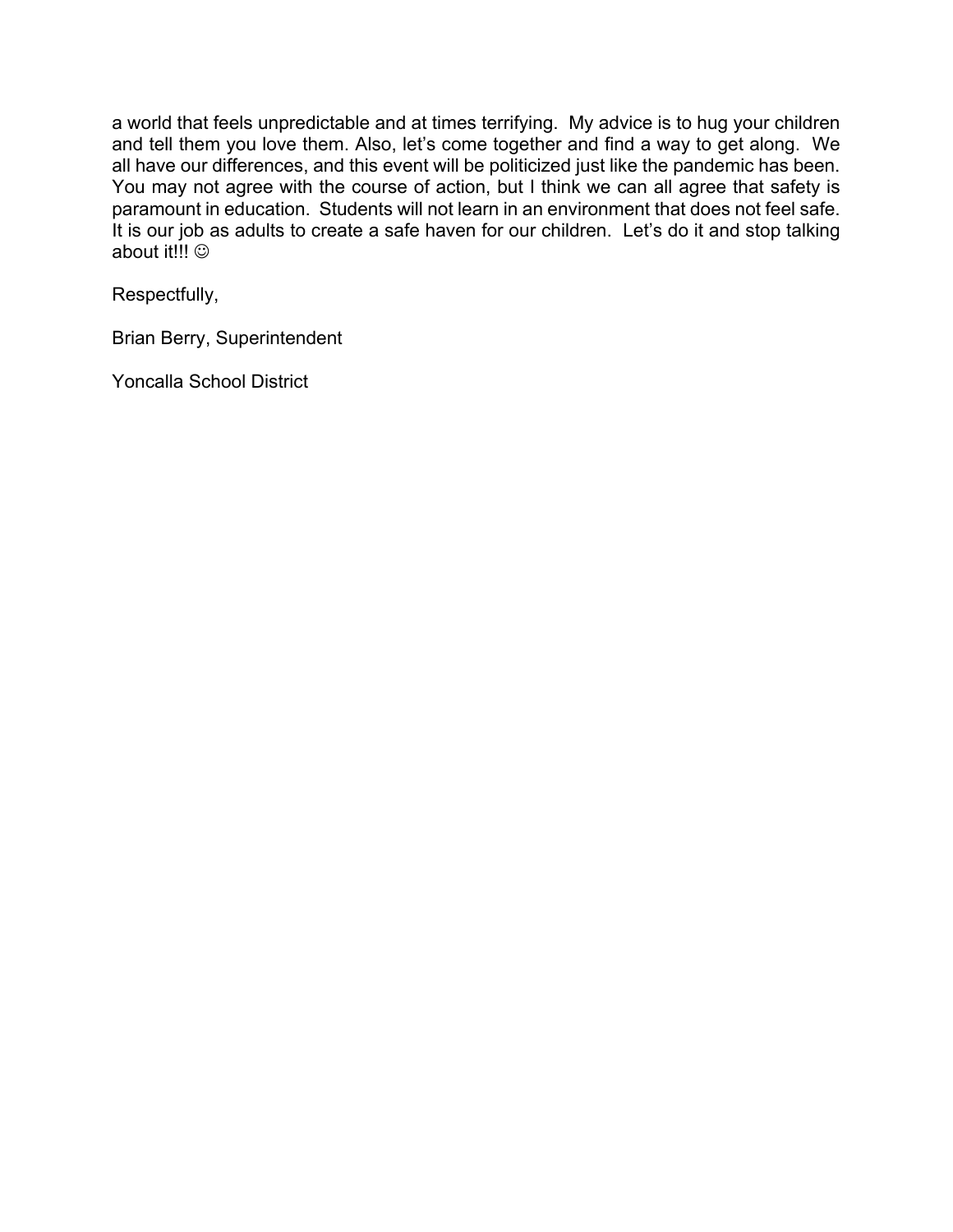a world that feels unpredictable and at times terrifying. My advice is to hug your children and tell them you love them. Also, let's come together and find a way to get along. We all have our differences, and this event will be politicized just like the pandemic has been. You may not agree with the course of action, but I think we can all agree that safety is paramount in education. Students will not learn in an environment that does not feel safe. It is our job as adults to create a safe haven for our children. Let's do it and stop talking about it!!! ☺

Respectfully,

Brian Berry, Superintendent

Yoncalla School District